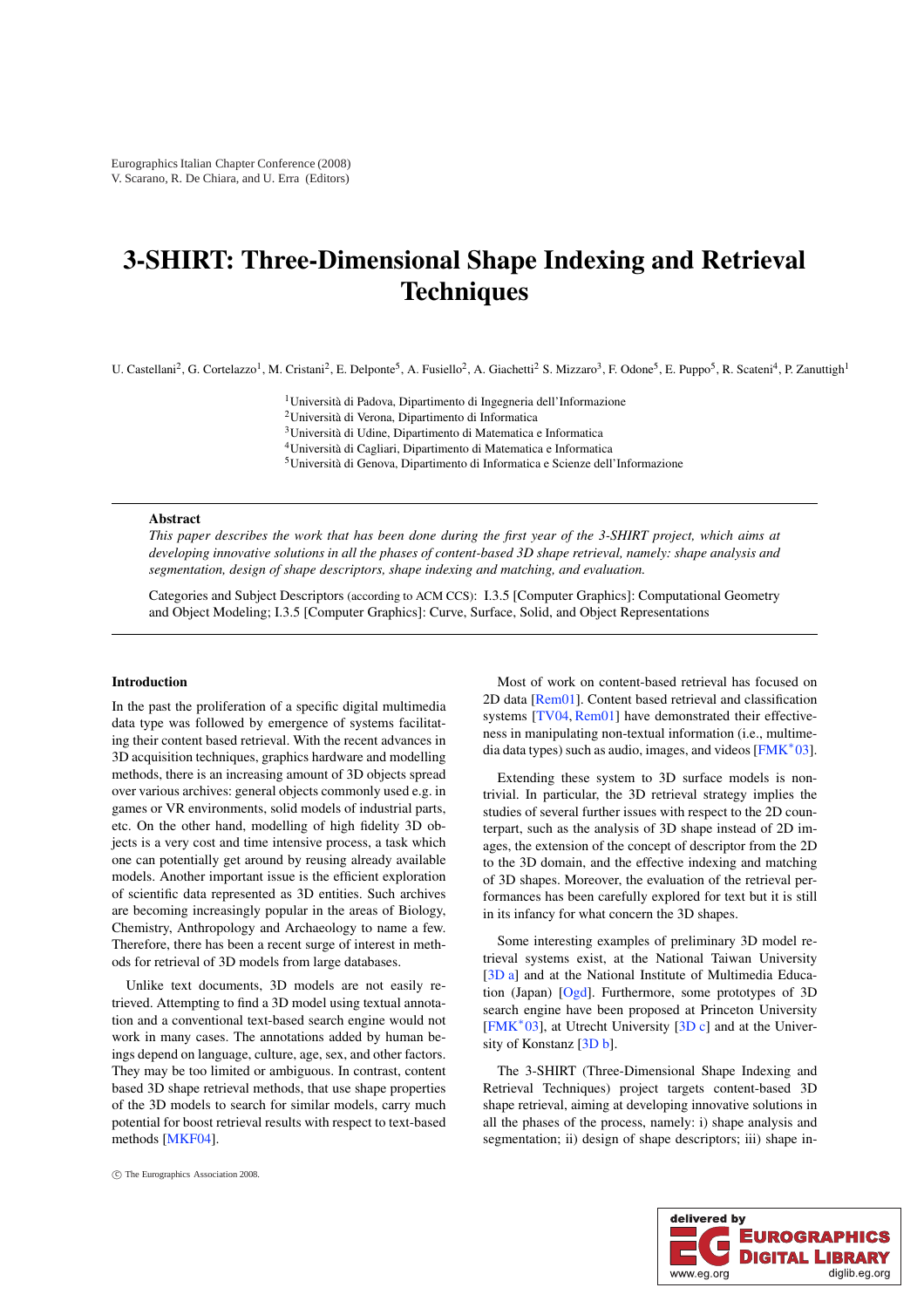# 3-SHIRT: Three-Dimensional Shape Indexing and Retrieval Techniques

U. Castellani[2], G. Cortelazzo[1], M. Cristani[2], E. Delponte[5], A. Fusiello[2], A. Giachetti[2] S. Mizzaro[3], F. Odone[5], E. Puppo[5], R. Scateni[4], P. Zanuttigh[1]

[1]Università di Padova, Dipartimento di Ingegneria dell'Informazione
[2]Università di Verona, Dipartimento di Informatica
[3]Università di Udine, Dipartimento di Matematica e Informatica
[4]Università di Cagliari, Dipartimento di Matematica e Informatica
[5]Università di Genova, Dipartimento di Informatica e Scienze dell'Informazione

## Abstract

*This paper describes the work that has been done during the first year of the 3-SHIRT project, which aims at developing innovative solutions in all the phases of content-based 3D shape retrieval, namely: shape analysis and segmentation, design of shape descriptors, shape indexing and matching, and evaluation.*

Categories and Subject Descriptors (according to ACM CCS): I.3.5 [Computer Graphics]: Computational Geometry and Object Modeling; I.3.5 [Computer Graphics]: Curve, Surface, Solid, and Object Representations

## Introduction

In the past the proliferation of a specific digital multimedia data type was followed by emergence of systems facilitating their content based retrieval. With the recent advances in 3D acquisition techniques, graphics hardware and modelling methods, there is an increasing amount of 3D objects spread over various archives: general objects commonly used e.g. in games or VR environments, solid models of industrial parts, etc. On the other hand, modelling of high fidelity 3D objects is a very cost and time intensive process, a task which one can potentially get around by reusing already available models. Another important issue is the efficient exploration of scientific data represented as 3D entities. Such archives are becoming increasingly popular in the areas of Biology, Chemistry, Anthropology and Archaeology to name a few. Therefore, there has been a recent surge of interest in methods for retrieval of 3D models from large databases.

Unlike text documents, 3D models are not easily retrieved. Attempting to find a 3D model using textual annotation and a conventional text-based search engine would not work in many cases. The annotations added by human beings depend on language, culture, age, sex, and other factors. They may be too limited or ambiguous. In contrast, content based 3D shape retrieval methods, that use shape properties of the 3D models to search for similar models, carry much potential for boost retrieval results with respect to text-based methods [MKF04].

Most of work on content-based retrieval has focused on 2D data [Rem01]. Content based retrieval and classification systems [TV04, Rem01] have demonstrated their effectiveness in manipulating non-textual information (i.e., multimedia data types) such as audio, images, and videos [FMK*03].

Extending these system to 3D surface models is non-trivial. In particular, the 3D retrieval strategy implies the studies of several further issues with respect to the 2D counterpart, such as the analysis of 3D shape instead of 2D images, the extension of the concept of descriptor from the 2D to the 3D domain, and the effective indexing and matching of 3D shapes. Moreover, the evaluation of the retrieval performances has been carefully explored for text but it is still in its infancy for what concern the 3D shapes.

Some interesting examples of preliminary 3D model retrieval systems exist, at the National Taiwan University [3D a] and at the National Institute of Multimedia Education (Japan) [Ogd]. Furthermore, some prototypes of 3D search engine have been proposed at Princeton University [FMK*03], at Utrecht University [3D c] and at the University of Konstanz [3D b].

The 3-SHIRT (Three-Dimensional Shape Indexing and Retrieval Techniques) project targets content-based 3D shape retrieval, aiming at developing innovative solutions in all the phases of the process, namely: i) shape analysis and segmentation; ii) design of shape descriptors; iii) shape in-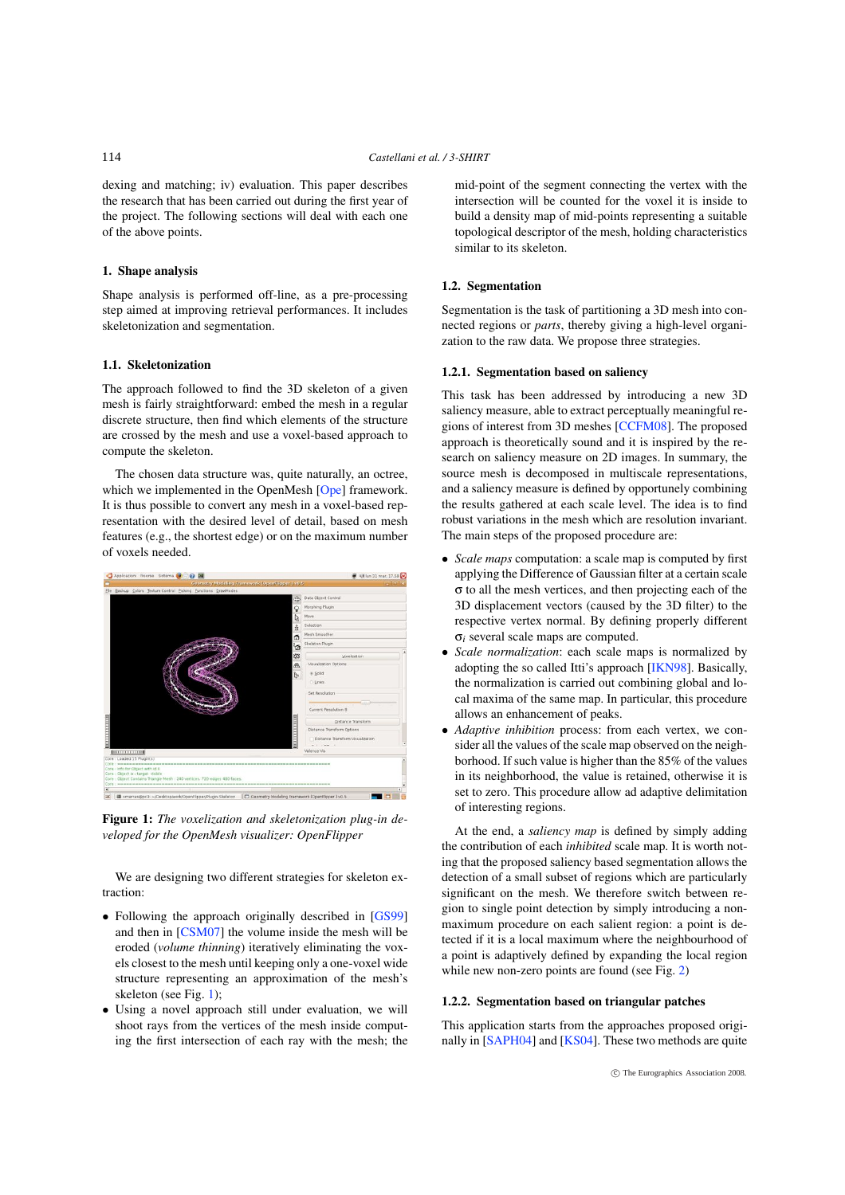dexing and matching; iv) evaluation. This paper describes the research that has been carried out during the first year of the project. The following sections will deal with each one of the above points.

## 1. Shape analysis

Shape analysis is performed off-line, as a pre-processing step aimed at improving retrieval performances. It includes skeletonization and segmentation.

### 1.1. Skeletonization

The approach followed to find the 3D skeleton of a given mesh is fairly straightforward: embed the mesh in a regular discrete structure, then find which elements of the structure are crossed by the mesh and use a voxel-based approach to compute the skeleton.

The chosen data structure was, quite naturally, an octree, which we implemented in the OpenMesh [Ope] framework. It is thus possible to convert any mesh in a voxel-based representation with the desired level of detail, based on mesh features (e.g., the shortest edge) or on the maximum number of voxels needed.

**Figure 1:** *The voxelization and skeletonization plug-in developed for the OpenMesh visualizer: OpenFlipper*

We are designing two different strategies for skeleton extraction:

- Following the approach originally described in [GS99] and then in [CSM07] the volume inside the mesh will be eroded (*volume thinning*) iteratively eliminating the voxels closest to the mesh until keeping only a one-voxel wide structure representing an approximation of the mesh's skeleton (see Fig. 1);
- Using a novel approach still under evaluation, we will shoot rays from the vertices of the mesh inside computing the first intersection of each ray with the mesh; the mid-point of the segment connecting the vertex with the intersection will be counted for the voxel it is inside to build a density map of mid-points representing a suitable topological descriptor of the mesh, holding characteristics similar to its skeleton.

### 1.2. Segmentation

Segmentation is the task of partitioning a 3D mesh into connected regions or *parts*, thereby giving a high-level organization to the raw data. We propose three strategies.

#### 1.2.1. Segmentation based on saliency

This task has been addressed by introducing a new 3D saliency measure, able to extract perceptually meaningful regions of interest from 3D meshes [CCFM08]. The proposed approach is theoretically sound and it is inspired by the research on saliency measure on 2D images. In summary, the source mesh is decomposed in multiscale representations, and a saliency measure is defined by opportunely combining the results gathered at each scale level. The idea is to find robust variations in the mesh which are resolution invariant. The main steps of the proposed procedure are:

- *Scale maps* computation: a scale map is computed by first applying the Difference of Gaussian filter at a certain scale $\sigma$ to all the mesh vertices, and then projecting each of the 3D displacement vectors (caused by the 3D filter) to the respective vertex normal. By defining properly different $\sigma_i$ several scale maps are computed.
- *Scale normalization*: each scale maps is normalized by adopting the so called Itti's approach [IKN98]. Basically, the normalization is carried out combining global and local maxima of the same map. In particular, this procedure allows an enhancement of peaks.
- *Adaptive inhibition* process: from each vertex, we consider all the values of the scale map observed on the neighborhood. If such value is higher than the 85% of the values in its neighborhood, the value is retained, otherwise it is set to zero. This procedure allow ad adaptive delimitation of interesting regions.

At the end, a *saliency map* is defined by simply adding the contribution of each *inhibited* scale map. It is worth noting that the proposed saliency based segmentation allows the detection of a small subset of regions which are particularly significant on the mesh. We therefore switch between region to single point detection by simply introducing a non-maximum procedure on each salient region: a point is detected if it is a local maximum while keeping the neighbourhood of a point is adaptively defined by expanding the local region while new non-zero points are found (see Fig. 2)

#### 1.2.2. Segmentation based on triangular patches

This application starts from the approaches proposed originally in [SAPH04] and [KS04]. These two methods are quite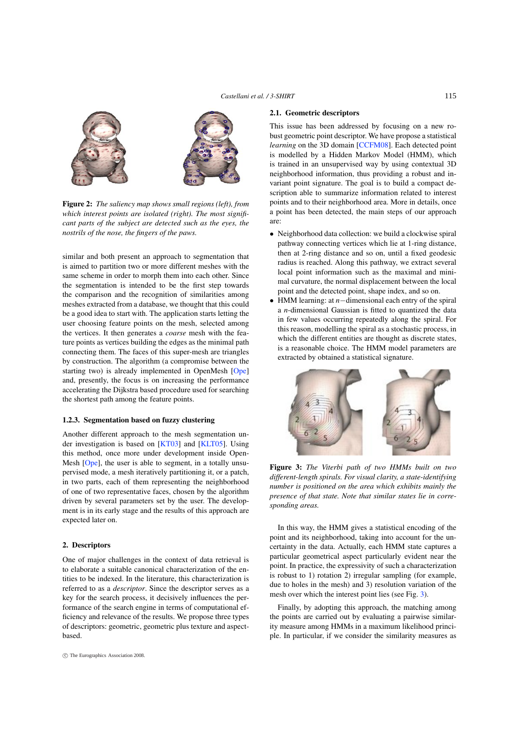**Figure 2:** *The saliency map shows small regions (left), from which interest points are isolated (right). The most significant parts of the subject are detected such as the eyes, the nostrils of the nose, the fingers of the paws.*

similar and both present an approach to segmentation that is aimed to partition two or more different meshes with the same scheme in order to morph them into each other. Since the segmentation is intended to be the first step towards the comparison and the recognition of similarities among meshes extracted from a database, we thought that this could be a good idea to start with. The application starts letting the user choosing feature points on the mesh, selected among the vertices. It then generates a *coarse* mesh with the feature points as vertices building the edges as the minimal path connecting them. The faces of this super-mesh are triangles by construction. The algorithm (a compromise between the starting two) is already implemented in OpenMesh [Ope] and, presently, the focus is on increasing the performance accelerating the Dijkstra based procedure used for searching the shortest path among the feature points.

### 1.2.3. Segmentation based on fuzzy clustering

Another different approach to the mesh segmentation under investigation is based on [KT03] and [KLT05]. Using this method, once more under development inside OpenMesh [Ope], the user is able to segment, in a totally unsupervised mode, a mesh iteratively partitioning it, or a patch, in two parts, each of them representing the neighborhood of one of two representative faces, chosen by the algorithm driven by several parameters set by the user. The development is in its early stage and the results of this approach are expected later on.

## 2. Descriptors

One of major challenges in the context of data retrieval is to elaborate a suitable canonical characterization of the entities to be indexed. In the literature, this characterization is referred to as a *descriptor*. Since the descriptor serves as a key for the search process, it decisively influences the performance of the search engine in terms of computational efficiency and relevance of the results. We propose three types of descriptors: geometric, geometric plus texture and aspect-based.

### 2.1. Geometric descriptors

This issue has been addressed by focusing on a new robust geometric point descriptor. We have propose a statistical *learning* on the 3D domain [CCFM08]. Each detected point is modelled by a Hidden Markov Model (HMM), which is trained in an unsupervised way by using contextual 3D neighborhood information, thus providing a robust and invariant point signature. The goal is to build a compact description able to summarize information related to interest points and to their neighborhood area. More in details, once a point has been detected, the main steps of our approach are:

- Neighborhood data collection: we build a clockwise spiral pathway connecting vertices which lie at 1-ring distance, then at 2-ring distance and so on, until a fixed geodesic radius is reached. Along this pathway, we extract several local point information such as the maximal and minimal curvature, the normal displacement between the local point and the detected point, shape index, and so on.
- HMM learning: at $n-$dimensional each entry of the spiral a $n$-dimensional Gaussian is fitted to quantized the data in few values occurring repeatedly along the spiral. For this reason, modelling the spiral as a stochastic process, in which the different entities are thought as discrete states, is a reasonable choice. The HMM model parameters are extracted by obtained a statistical signature.

**Figure 3:** *The Viterbi path of two HMMs built on two different-length spirals. For visual clarity, a state-identifying number is positioned on the area which exhibits mainly the presence of that state. Note that similar states lie in corresponding areas.*

In this way, the HMM gives a statistical encoding of the point and its neighborhood, taking into account for the uncertainty in the data. Actually, each HMM state captures a particular geometrical aspect particularly evident near the point. In practice, the expressivity of such a characterization is robust to 1) rotation 2) irregular sampling (for example, due to holes in the mesh) and 3) resolution variation of the mesh over which the interest point lies (see Fig. 3).

Finally, by adopting this approach, the matching among the points are carried out by evaluating a pairwise similarity measure among HMMs in a maximum likelihood principle. In particular, if we consider the similarity measures as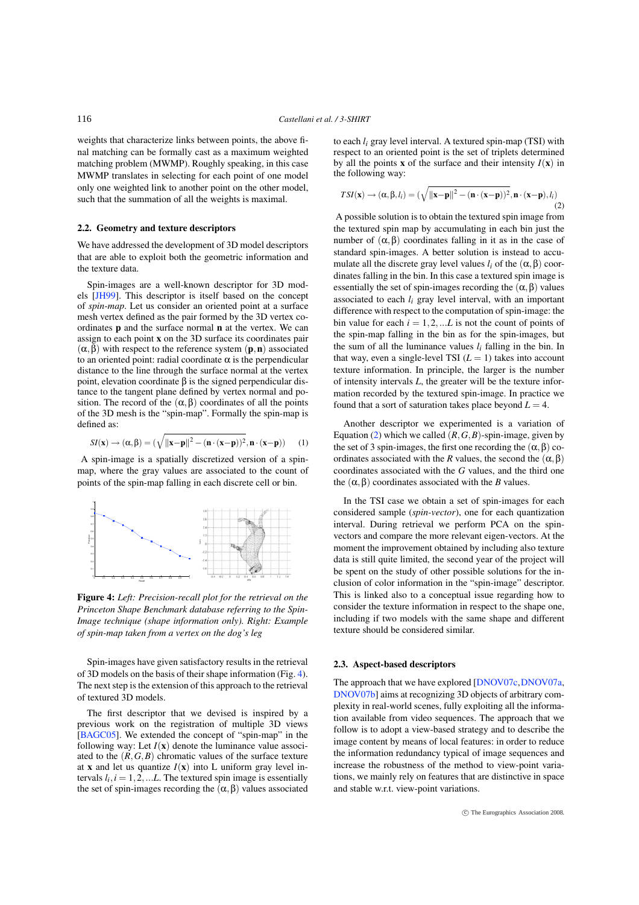weights that characterize links between points, the above final matching can be formally cast as a maximum weighted matching problem (MWMP). Roughly speaking, in this case MWMP translates in selecting for each point of one model only one weighted link to another point on the other model, such that the summation of all the weights is maximal.

### 2.2. Geometry and texture descriptors

We have addressed the development of 3D model descriptors that are able to exploit both the geometric information and the texture data.

Spin-images are a well-known descriptor for 3D models [JH99]. This descriptor is itself based on the concept of *spin-map*. Let us consider an oriented point at a surface mesh vertex defined as the pair formed by the 3D vertex coordinates **p** and the surface normal **n** at the vertex. We can assign to each point **x** on the 3D surface its coordinates pair $(\alpha, \beta)$ with respect to the reference system $(\mathbf{p}, \mathbf{n})$ associated to an oriented point: radial coordinate $\alpha$ is the perpendicular distance to the line through the surface normal at the vertex point, elevation coordinate $\beta$ is the signed perpendicular distance to the tangent plane defined by vertex normal and position. The record of the $(\alpha, \beta)$ coordinates of all the points of the 3D mesh is the "spin-map". Formally the spin-map is defined as:

$$SI(\mathbf{x}) \rightarrow (\alpha, \beta) = (\sqrt{\|\mathbf{x}-\mathbf{p}\|^2 - (\mathbf{n}\cdot(\mathbf{x}-\mathbf{p}))^2}, \mathbf{n}\cdot(\mathbf{x}-\mathbf{p})) \quad (1)$$

A spin-image is a spatially discretized version of a spin-map, where the gray values are associated to the count of points of the spin-map falling in each discrete cell or bin.

**Figure 4:** *Left: Precision-recall plot for the retrieval on the Princeton Shape Benchmark database referring to the Spin-Image technique (shape information only). Right: Example of spin-map taken from a vertex on the dog's leg*

Spin-images have given satisfactory results in the retrieval of 3D models on the basis of their shape information (Fig. 4). The next step is the extension of this approach to the retrieval of textured 3D models.

The first descriptor that we devised is inspired by a previous work on the registration of multiple 3D views [BAGC05]. We extended the concept of "spin-map" in the following way: Let $I(\mathbf{x})$ denote the luminance value associated to the $(R, G, B)$ chromatic values of the surface texture at **x** and let us quantize $I(\mathbf{x})$ into L uniform gray level intervals $l_i, i = 1, 2, ...L$. The textured spin image is essentially the set of spin-images recording the $(\alpha, \beta)$ values associated to each $l_i$ gray level interval. A textured spin-map (TSI) with respect to an oriented point is the set of triplets determined by all the points **x** of the surface and their intensity $I(\mathbf{x})$ in the following way:

$$TSI(\mathbf{x}) \rightarrow (\alpha, \beta, l_i) = (\sqrt{\|\mathbf{x}-\mathbf{p}\|^2 - (\mathbf{n}\cdot(\mathbf{x}-\mathbf{p}))^2}, \mathbf{n}\cdot(\mathbf{x}-\mathbf{p}), l_i) \quad (2)$$

A possible solution is to obtain the textured spin image from the textured spin map by accumulating in each bin just the number of $(\alpha, \beta)$ coordinates falling in it as in the case of standard spin-images. A better solution is instead to accumulate all the discrete gray level values $l_i$ of the $(\alpha, \beta)$ coordinates falling in the bin. In this case a textured spin image is essentially the set of spin-images recording the $(\alpha, \beta)$ values associated to each $l_i$ gray level interval, with an important difference with respect to the computation of spin-image: the bin value for each $i = 1, 2, ...L$ is not the count of points of the spin-map falling in the bin as for the spin-images, but the sum of all the luminance values $l_i$ falling in the bin. In that way, even a single-level TSI ($L = 1$) takes into account texture information. In principle, the larger is the number of intensity intervals $L$, the greater will be the texture information recorded by the textured spin-image. In practice we found that a sort of saturation takes place beyond $L = 4$.

Another descriptor we experimented is a variation of Equation (2) which we called $(R, G, B)$-spin-image, given by the set of 3 spin-images, the first one recording the $(\alpha, \beta)$ coordinates associated with the $R$ values, the second the $(\alpha, \beta)$ coordinates associated with the $G$ values, and the third one the $(\alpha, \beta)$ coordinates associated with the $B$ values.

In the TSI case we obtain a set of spin-images for each considered sample (*spin-vector*), one for each quantization interval. During retrieval we perform PCA on the spin-vectors and compare the more relevant eigen-vectors. At the moment the improvement obtained by including also texture data is still quite limited, the second year of the project will be spent on the study of other possible solutions for the inclusion of color information in the "spin-image" descriptor. This is linked also to a conceptual issue regarding how to consider the texture information in respect to the shape one, including if two models with the same shape and different texture should be considered similar.

### 2.3. Aspect-based descriptors

The approach that we have explored [DNOV07c, DNOV07a, DNOV07b] aims at recognizing 3D objects of arbitrary complexity in real-world scenes, fully exploiting all the information available from video sequences. The approach that we follow is to adopt a view-based strategy and to describe the image content by means of local features: in order to reduce the information redundancy typical of image sequences and increase the robustness of the method to view-point variations, we mainly rely on features that are distinctive in space and stable w.r.t. view-point variations.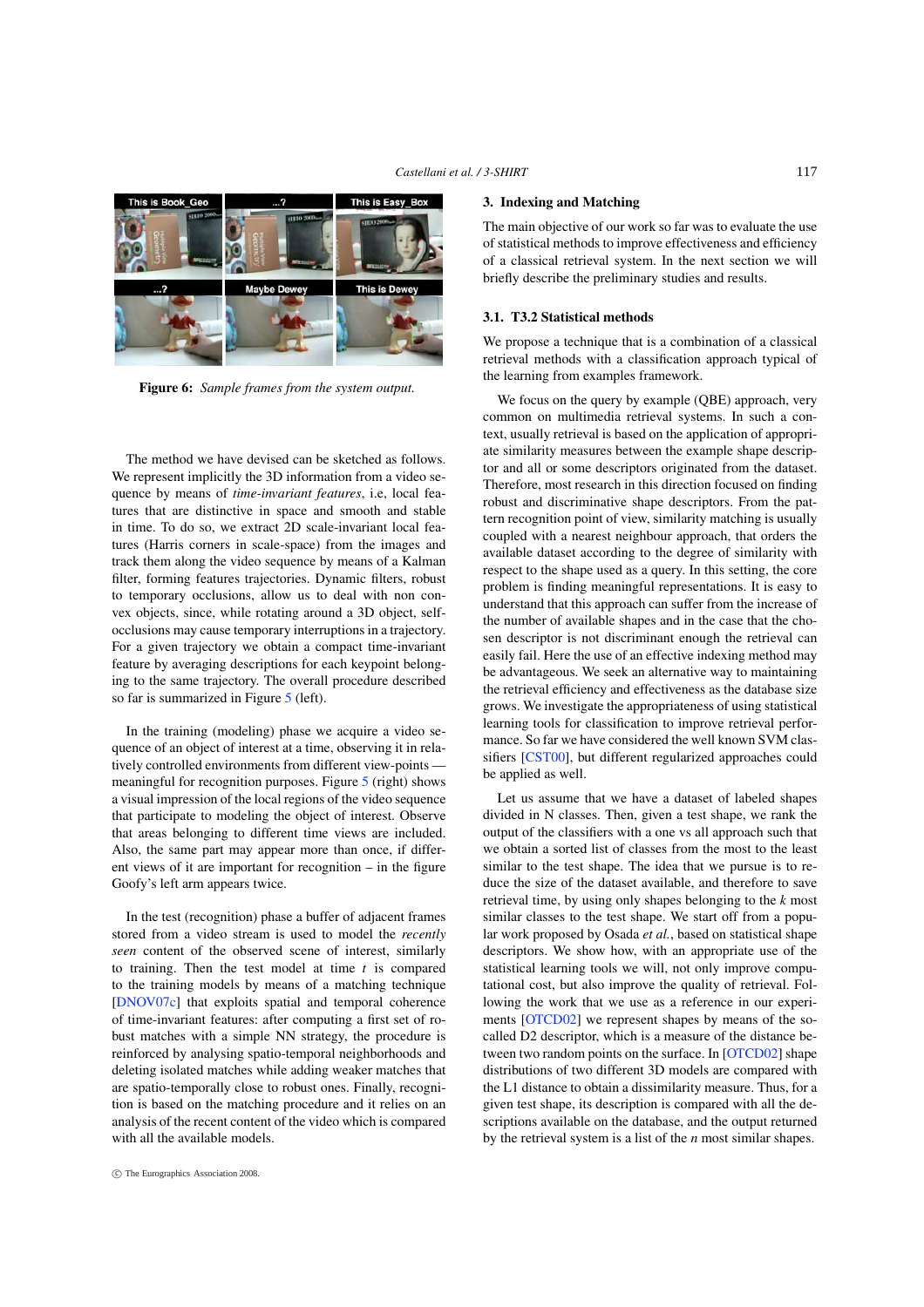Figure 6: *Sample frames from the system output.*

The method we have devised can be sketched as follows. We represent implicitly the 3D information from a video sequence by means of *time-invariant features*, i.e, local features that are distinctive in space and smooth and stable in time. To do so, we extract 2D scale-invariant local features (Harris corners in scale-space) from the images and track them along the video sequence by means of a Kalman filter, forming features trajectories. Dynamic filters, robust to temporary occlusions, allow us to deal with non convex objects, since, while rotating around a 3D object, self-occlusions may cause temporary interruptions in a trajectory. For a given trajectory we obtain a compact time-invariant feature by averaging descriptions for each keypoint belonging to the same trajectory. The overall procedure described so far is summarized in Figure 5 (left).

In the training (modeling) phase we acquire a video sequence of an object of interest at a time, observing it in relatively controlled environments from different view-points — meaningful for recognition purposes. Figure 5 (right) shows a visual impression of the local regions of the video sequence that participate to modeling the object of interest. Observe that areas belonging to different time views are included. Also, the same part may appear more than once, if different views of it are important for recognition – in the figure Goofy's left arm appears twice.

In the test (recognition) phase a buffer of adjacent frames stored from a video stream is used to model the *recently seen* content of the observed scene of interest, similarly to training. Then the test model at time $t$ is compared to the training models by means of a matching technique [DNOV07c] that exploits spatial and temporal coherence of time-invariant features: after computing a first set of robust matches with a simple NN strategy, the procedure is reinforced by analysing spatio-temporal neighborhoods and deleting isolated matches while adding weaker matches that are spatio-temporally close to robust ones. Finally, recognition is based on the matching procedure and it relies on an analysis of the recent content of the video which is compared with all the available models.

## 3. Indexing and Matching

The main objective of our work so far was to evaluate the use of statistical methods to improve effectiveness and efficiency of a classical retrieval system. In the next section we will briefly describe the preliminary studies and results.

### 3.1. T3.2 Statistical methods

We propose a technique that is a combination of a classical retrieval methods with a classification approach typical of the learning from examples framework.

We focus on the query by example (QBE) approach, very common on multimedia retrieval systems. In such a context, usually retrieval is based on the application of appropriate similarity measures between the example shape descriptor and all or some descriptors originated from the dataset. Therefore, most research in this direction focused on finding robust and discriminative shape descriptors. From the pattern recognition point of view, similarity matching is usually coupled with a nearest neighbour approach, that orders the available dataset according to the degree of similarity with respect to the shape used as a query. In this setting, the core problem is finding meaningful representations. It is easy to understand that this approach can suffer from the increase of the number of available shapes and in the case that the chosen descriptor is not discriminant enough the retrieval can easily fail. Here the use of an effective indexing method may be advantageous. We seek an alternative way to maintaining the retrieval efficiency and effectiveness as the database size grows. We investigate the appropriateness of using statistical learning tools for classification to improve retrieval performance. So far we have considered the well known SVM classifiers [CST00], but different regularized approaches could be applied as well.

Let us assume that we have a dataset of labeled shapes divided in N classes. Then, given a test shape, we rank the output of the classifiers with a one vs all approach such that we obtain a sorted list of classes from the most to the least similar to the test shape. The idea that we pursue is to reduce the size of the dataset available, and therefore to save retrieval time, by using only shapes belonging to the $k$ most similar classes to the test shape. We start off from a popular work proposed by Osada *et al.*, based on statistical shape descriptors. We show how, with an appropriate use of the statistical learning tools we will, not only improve computational cost, but also improve the quality of retrieval. Following the work that we use as a reference in our experiments [OTCD02] we represent shapes by means of the so-called D2 descriptor, which is a measure of the distance between two random points on the surface. In [OTCD02] shape distributions of two different 3D models are compared with the L1 distance to obtain a dissimilarity measure. Thus, for a given test shape, its description is compared with all the descriptions available on the database, and the output returned by the retrieval system is a list of the $n$ most similar shapes.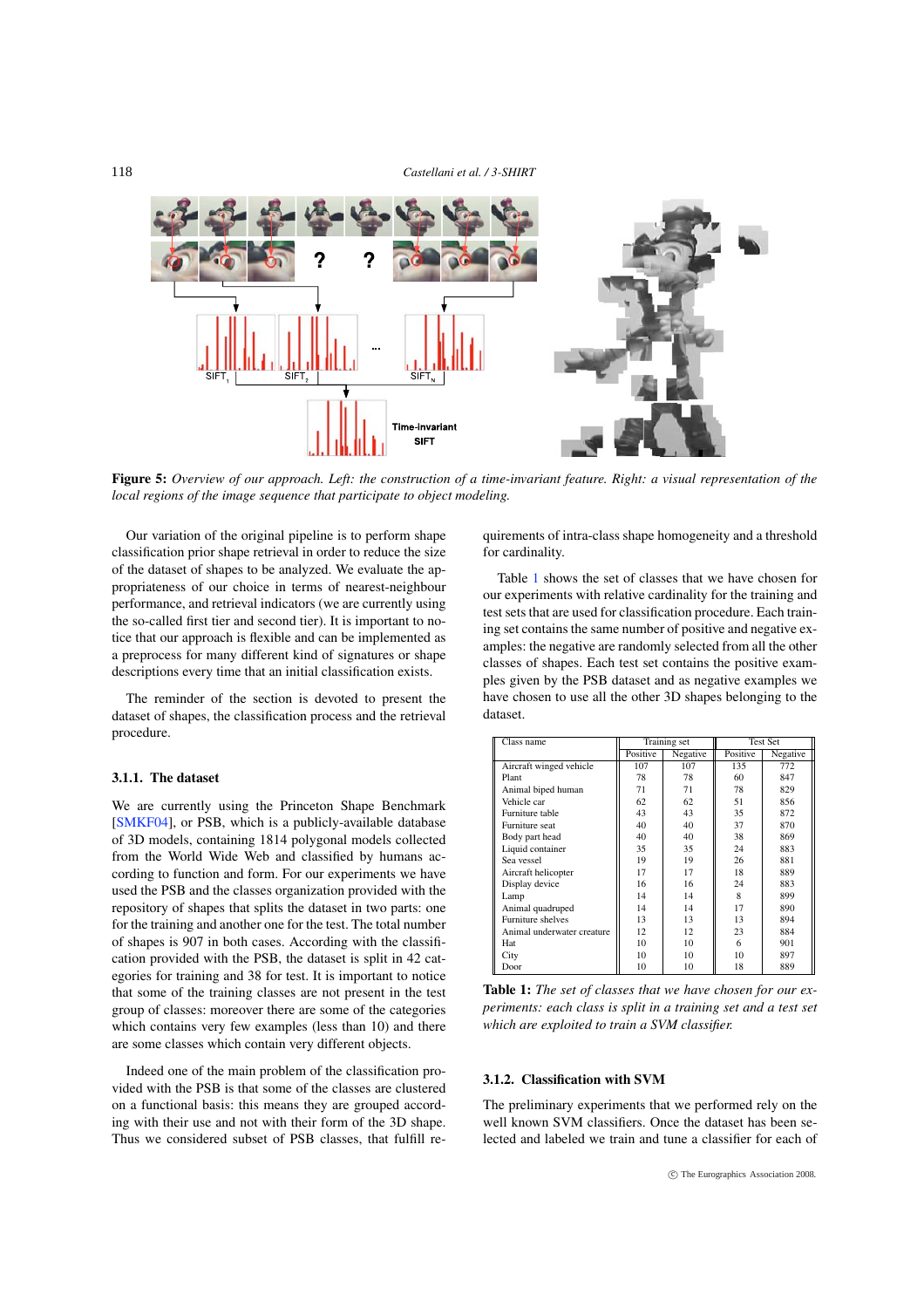**Figure 5:** *Overview of our approach. Left: the construction of a time-invariant feature. Right: a visual representation of the local regions of the image sequence that participate to object modeling.*

Our variation of the original pipeline is to perform shape classification prior shape retrieval in order to reduce the size of the dataset of shapes to be analyzed. We evaluate the appropriateness of our choice in terms of nearest-neighbour performance, and retrieval indicators (we are currently using the so-called first tier and second tier). It is important to notice that our approach is flexible and can be implemented as a preprocess for many different kind of signatures or shape descriptions every time that an initial classification exists.

The reminder of the section is devoted to present the dataset of shapes, the classification process and the retrieval procedure.

#### 3.1.1. The dataset

We are currently using the Princeton Shape Benchmark [SMKF04], or PSB, which is a publicly-available database of 3D models, containing 1814 polygonal models collected from the World Wide Web and classified by humans according to function and form. For our experiments we have used the PSB and the classes organization provided with the repository of shapes that splits the dataset in two parts: one for the training and another one for the test. The total number of shapes is 907 in both cases. According with the classification provided with the PSB, the dataset is split in 42 categories for training and 38 for test. It is important to notice that some of the training classes are not present in the test group of classes: moreover there are some of the categories which contains very few examples (less than 10) and there are some classes which contain very different objects.

Indeed one of the main problem of the classification provided with the PSB is that some of the classes are clustered on a functional basis: this means they are grouped according with their use and not with their form of the 3D shape. Thus we considered subset of PSB classes, that fulfill requirements of intra-class shape homogeneity and a threshold for cardinality.

Table 1 shows the set of classes that we have chosen for our experiments with relative cardinality for the training and test sets that are used for classification procedure. Each training set contains the same number of positive and negative examples: the negative are randomly selected from all the other classes of shapes. Each test set contains the positive examples given by the PSB dataset and as negative examples we have chosen to use all the other 3D shapes belonging to the dataset.

| Class name | Training set | | Test Set | |
|---|---|---|---|---|
| | Positive | Negative | Positive | Negative |
| Aircraft winged vehicle | 107 | 107 | 135 | 772 |
| Plant | 78 | 78 | 60 | 847 |
| Animal biped human | 71 | 71 | 78 | 829 |
| Vehicle car | 62 | 62 | 51 | 856 |
| Furniture table | 43 | 43 | 35 | 872 |
| Furniture seat | 40 | 40 | 37 | 870 |
| Body part head | 40 | 40 | 38 | 869 |
| Liquid container | 35 | 35 | 24 | 883 |
| Sea vessel | 19 | 19 | 26 | 881 |
| Aircraft helicopter | 17 | 17 | 18 | 889 |
| Display device | 16 | 16 | 24 | 883 |
| Lamp | 14 | 14 | 8 | 899 |
| Animal quadruped | 14 | 14 | 17 | 890 |
| Furniture shelves | 13 | 13 | 13 | 894 |
| Animal underwater creature | 12 | 12 | 23 | 884 |
| Hat | 10 | 10 | 6 | 901 |
| City | 10 | 10 | 10 | 897 |
| Door | 10 | 10 | 18 | 889 |

**Table 1:** *The set of classes that we have chosen for our experiments: each class is split in a training set and a test set which are exploited to train a SVM classifier.*

#### 3.1.2. Classification with SVM

The preliminary experiments that we performed rely on the well known SVM classifiers. Once the dataset has been selected and labeled we train and tune a classifier for each of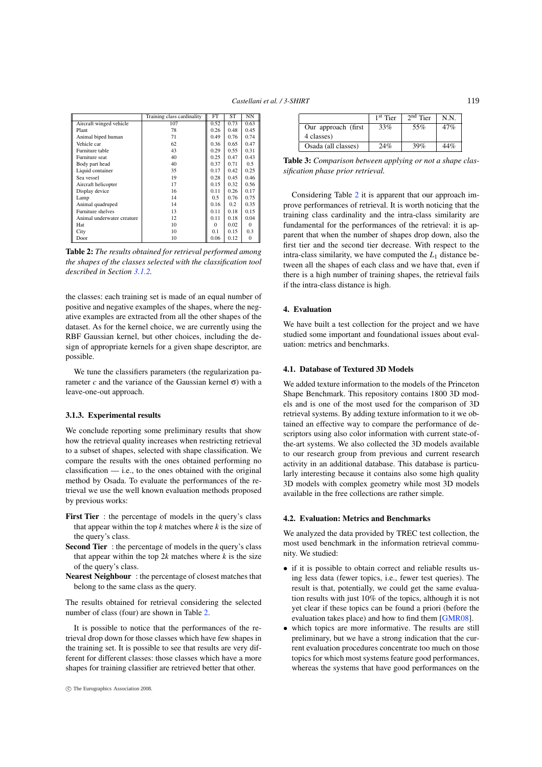|  | Training class cardinality | FT | ST | NN |
|---|---|---|---|---|
| Aircraft winged vehicle | 107 | 0.52 | 0.73 | 0.63 |
| Plant | 78 | 0.26 | 0.48 | 0.45 |
| Animal biped human | 71 | 0.49 | 0.76 | 0.74 |
| Vehicle car | 62 | 0.36 | 0.65 | 0.47 |
| Furniture table | 43 | 0.29 | 0.55 | 0.31 |
| Furniture seat | 40 | 0.25 | 0.47 | 0.43 |
| Body part head | 40 | 0.37 | 0.71 | 0.5 |
| Liquid container | 35 | 0.17 | 0.42 | 0.25 |
| Sea vessel | 19 | 0.28 | 0.45 | 0.46 |
| Aircraft helicopter | 17 | 0.15 | 0.32 | 0.56 |
| Display device | 16 | 0.11 | 0.26 | 0.17 |
| Lamp | 14 | 0.5 | 0.76 | 0.75 |
| Animal quadruped | 14 | 0.16 | 0.2 | 0.35 |
| Furniture shelves | 13 | 0.11 | 0.18 | 0.15 |
| Animal underwater creature | 12 | 0.11 | 0.18 | 0.04 |
| Hat | 10 | 0 | 0.02 | 0 |
| City | 10 | 0.1 | 0.15 | 0.3 |
| Door | 10 | 0.06 | 0.12 | 0 |

**Table 2:** *The results obtained for retrieval performed among the shapes of the classes selected with the classification tool described in Section 3.1.2.*

the classes: each training set is made of an equal number of positive and negative examples of the shapes, where the negative examples are extracted from all the other shapes of the dataset. As for the kernel choice, we are currently using the RBF Gaussian kernel, but other choices, including the design of appropriate kernels for a given shape descriptor, are possible.

We tune the classifiers parameters (the regularization parameter $c$ and the variance of the Gaussian kernel $\sigma$) with a leave-one-out approach.

#### 3.1.3. Experimental results

We conclude reporting some preliminary results that show how the retrieval quality increases when restricting retrieval to a subset of shapes, selected with shape classification. We compare the results with the ones obtained performing no classification — i.e., to the ones obtained with the original method by Osada. To evaluate the performances of the retrieval we use the well known evaluation methods proposed by previous works:

**First Tier** : the percentage of models in the query's class that appear within the top $k$ matches where $k$ is the size of the query's class.

**Second Tier** : the percentage of models in the query's class that appear within the top $2k$ matches where $k$ is the size of the query's class.

**Nearest Neighbour** : the percentage of closest matches that belong to the same class as the query.

The results obtained for retrieval considering the selected number of class (four) are shown in Table 2.

It is possible to notice that the performances of the retrieval drop down for those classes which have few shapes in the training set. It is possible to see that results are very different for different classes: those classes which have a more shapes for training classifier are retrieved better that other.

|  | 1st Tier | 2nd Tier | N.N. |
|---|---|---|---|
| Our approach (first 4 classes) | 33% | 55% | 47% |
| Osada (all classes) | 24% | 39% | 44% |

**Table 3:** *Comparison between applying or not a shape classification phase prior retrieval.*

Considering Table 2 it is apparent that our approach improve performances of retrieval. It is worth noticing that the training class cardinality and the intra-class similarity are fundamental for the performances of the retrieval: it is apparent that when the number of shapes drop down, also the first tier and the second tier decrease. With respect to the intra-class similarity, we have computed the $L_1$ distance between all the shapes of each class and we have that, even if there is a high number of training shapes, the retrieval fails if the intra-class distance is high.

## 4. Evaluation

We have built a test collection for the project and we have studied some important and foundational issues about evaluation: metrics and benchmarks.

### 4.1. Database of Textured 3D Models

We added texture information to the models of the Princeton Shape Benchmark. This repository contains 1800 3D models and is one of the most used for the comparison of 3D retrieval systems. By adding texture information to it we obtained an effective way to compare the performance of descriptors using also color information with current state-of-the-art systems. We also collected the 3D models available to our research group from previous and current research activity in an additional database. This database is particularly interesting because it contains also some high quality 3D models with complex geometry while most 3D models available in the free collections are rather simple.

### 4.2. Evaluation: Metrics and Benchmarks

We analyzed the data provided by TREC test collection, the most used benchmark in the information retrieval community. We studied:

- if it is possible to obtain correct and reliable results using less data (fewer topics, i.e., fewer test queries). The result is that, potentially, we could get the same evaluation results with just 10% of the topics, although it is not yet clear if these topics can be found a priori (before the evaluation takes place) and how to find them [GMR08].
- which topics are more informative. The results are still preliminary, but we have a strong indication that the current evaluation procedures concentrate too much on those topics for which most systems feature good performances, whereas the systems that have good performances on the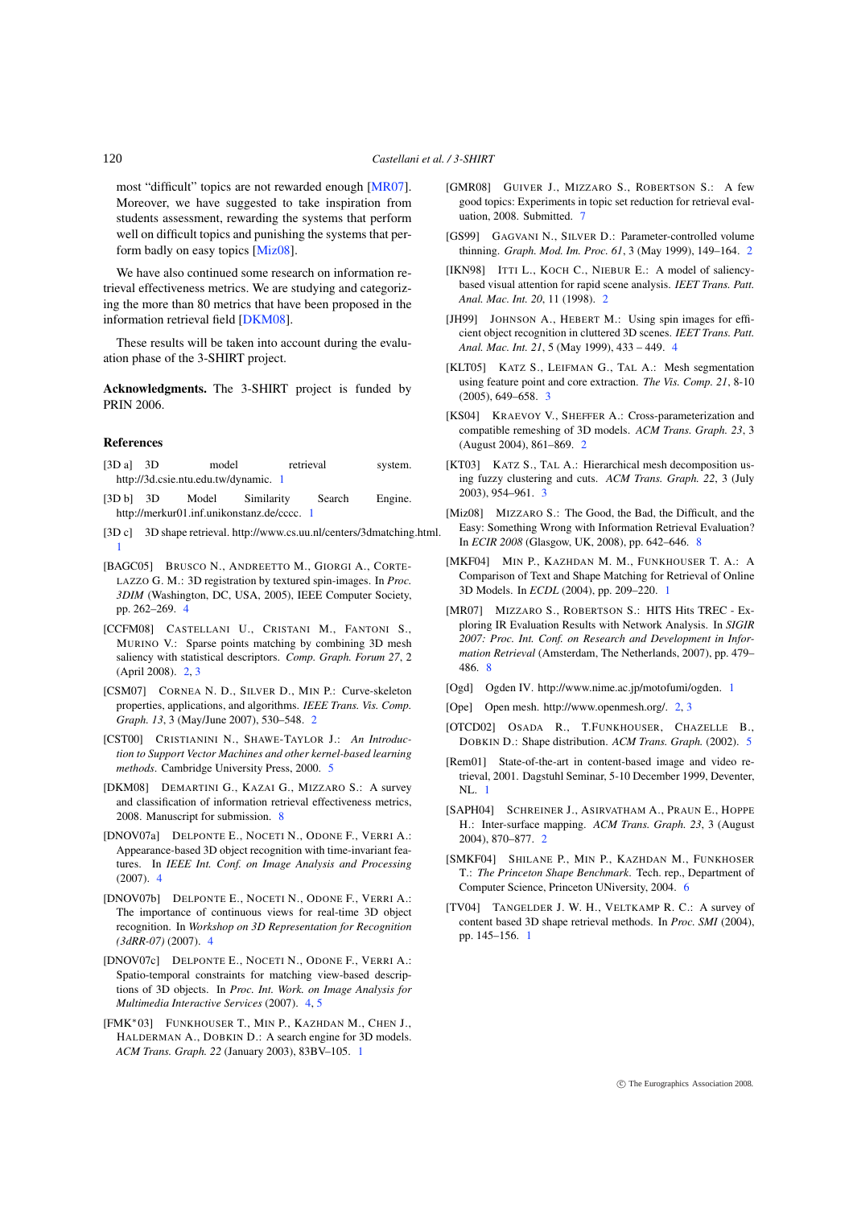most "difficult" topics are not rewarded enough [MR07]. Moreover, we have suggested to take inspiration from students assessment, rewarding the systems that perform well on difficult topics and punishing the systems that perform badly on easy topics [Miz08].

We have also continued some research on information retrieval effectiveness metrics. We are studying and categorizing the more than 80 metrics that have been proposed in the information retrieval field [DKM08].

These results will be taken into account during the evaluation phase of the 3-SHIRT project.

**Acknowledgments.** The 3-SHIRT project is funded by PRIN 2006.

## References

[3D a] 3D model retrieval system. http://3d.csie.ntu.edu.tw/dynamic. 1

[3D b] 3D Model Similarity Search Engine. http://merkur01.inf.unikonstanz.de/cccc. 1

[3D c] 3D shape retrieval. http://www.cs.uu.nl/centers/3dmatching.html. 1

[BAGC05] Brusco N., Andreetto M., Giorgi A., Cortelazzo G. M.: 3D registration by textured spin-images. In *Proc. 3DIM* (Washington, DC, USA, 2005), IEEE Computer Society, pp. 262–269. 4

[CCFM08] Castellani U., Cristani M., Fantoni S., Murino V.: Sparse points matching by combining 3D mesh saliency with statistical descriptors. *Comp. Graph. Forum 27*, 2 (April 2008). 2, 3

[CSM07] Cornea N. D., Silver D., Min P.: Curve-skeleton properties, applications, and algorithms. *IEEE Trans. Vis. Comp. Graph. 13*, 3 (May/June 2007), 530–548. 2

[CST00] Cristianini N., Shawe-Taylor J.: *An Introduction to Support Vector Machines and other kernel-based learning methods*. Cambridge University Press, 2000. 5

[DKM08] Demartini G., Kazai G., Mizzaro S.: A survey and classification of information retrieval effectiveness metrics, 2008. Manuscript for submission. 8

[DNOV07a] Delponte E., Noceti N., Odone F., Verri A.: Appearance-based 3D object recognition with time-invariant features. In *IEEE Int. Conf. on Image Analysis and Processing* (2007). 4

[DNOV07b] Delponte E., Noceti N., Odone F., Verri A.: The importance of continuous views for real-time 3D object recognition. In *Workshop on 3D Representation for Recognition (3dRR-07)* (2007). 4

[DNOV07c] Delponte E., Noceti N., Odone F., Verri A.: Spatio-temporal constraints for matching view-based descriptions of 3D objects. In *Proc. Int. Work. on Image Analysis for Multimedia Interactive Services* (2007). 4, 5

[FMK*03] Funkhouser T., Min P., Kazhdan M., Chen J., Halderman A., Dobkin D.: A search engine for 3D models. *ACM Trans. Graph. 22* (January 2003), 83BV–105. 1

[GMR08] Guiver J., Mizzaro S., Robertson S.: A few good topics: Experiments in topic set reduction for retrieval evaluation, 2008. Submitted. 7

[GS99] Gagvani N., Silver D.: Parameter-controlled volume thinning. *Graph. Mod. Im. Proc. 61*, 3 (May 1999), 149–164. 2

[IKN98] Itti L., Koch C., Niebur E.: A model of saliency-based visual attention for rapid scene analysis. *IEET Trans. Patt. Anal. Mac. Int. 20*, 11 (1998). 2

[JH99] Johnson A., Hebert M.: Using spin images for efficient object recognition in cluttered 3D scenes. *IEET Trans. Patt. Anal. Mac. Int. 21*, 5 (May 1999), 433 – 449. 4

[KLT05] Katz S., Leifman G., Tal A.: Mesh segmentation using feature point and core extraction. *The Vis. Comp. 21*, 8-10 (2005), 649–658. 3

[KS04] Kraevoy V., Sheffer A.: Cross-parameterization and compatible remeshing of 3D models. *ACM Trans. Graph. 23*, 3 (August 2004), 861–869. 2

[KT03] Katz S., Tal A.: Hierarchical mesh decomposition using fuzzy clustering and cuts. *ACM Trans. Graph. 22*, 3 (July 2003), 954–961. 3

[Miz08] Mizzaro S.: The Good, the Bad, the Difficult, and the Easy: Something Wrong with Information Retrieval Evaluation? In *ECIR 2008* (Glasgow, UK, 2008), pp. 642–646. 8

[MKF04] Min P., Kazhdan M. M., Funkhouser T. A.: A Comparison of Text and Shape Matching for Retrieval of Online 3D Models. In *ECDL* (2004), pp. 209–220. 1

[MR07] Mizzaro S., Robertson S.: HITS Hits TREC - Exploring IR Evaluation Results with Network Analysis. In *SIGIR 2007: Proc. Int. Conf. on Research and Development in Information Retrieval* (Amsterdam, The Netherlands, 2007), pp. 479–486. 8

[Ogd] Ogden IV. http://www.nime.ac.jp/motofumi/ogden. 1

[Ope] Open mesh. http://www.openmesh.org/. 2, 3

[OTCD02] Osada R., T.Funkhouser, Chazelle B., Dobkin D.: Shape distribution. *ACM Trans. Graph.* (2002). 5

[Rem01] State-of-the-art in content-based image and video retrieval, 2001. Dagstuhl Seminar, 5-10 December 1999, Deventer, NL. 1

[SAPH04] Schreiner J., Asirvatham A., Praun E., Hoppe H.: Inter-surface mapping. *ACM Trans. Graph. 23*, 3 (August 2004), 870–877. 2

[SMKF04] Shilane P., Min P., Kazhdan M., Funkhoser T.: *The Princeton Shape Benchmark*. Tech. rep., Department of Computer Science, Princeton UNiversity, 2004. 6

[TV04] Tangelder J. W. H., Veltkamp R. C.: A survey of content based 3D shape retrieval methods. In *Proc. SMI* (2004), pp. 145–156. 1